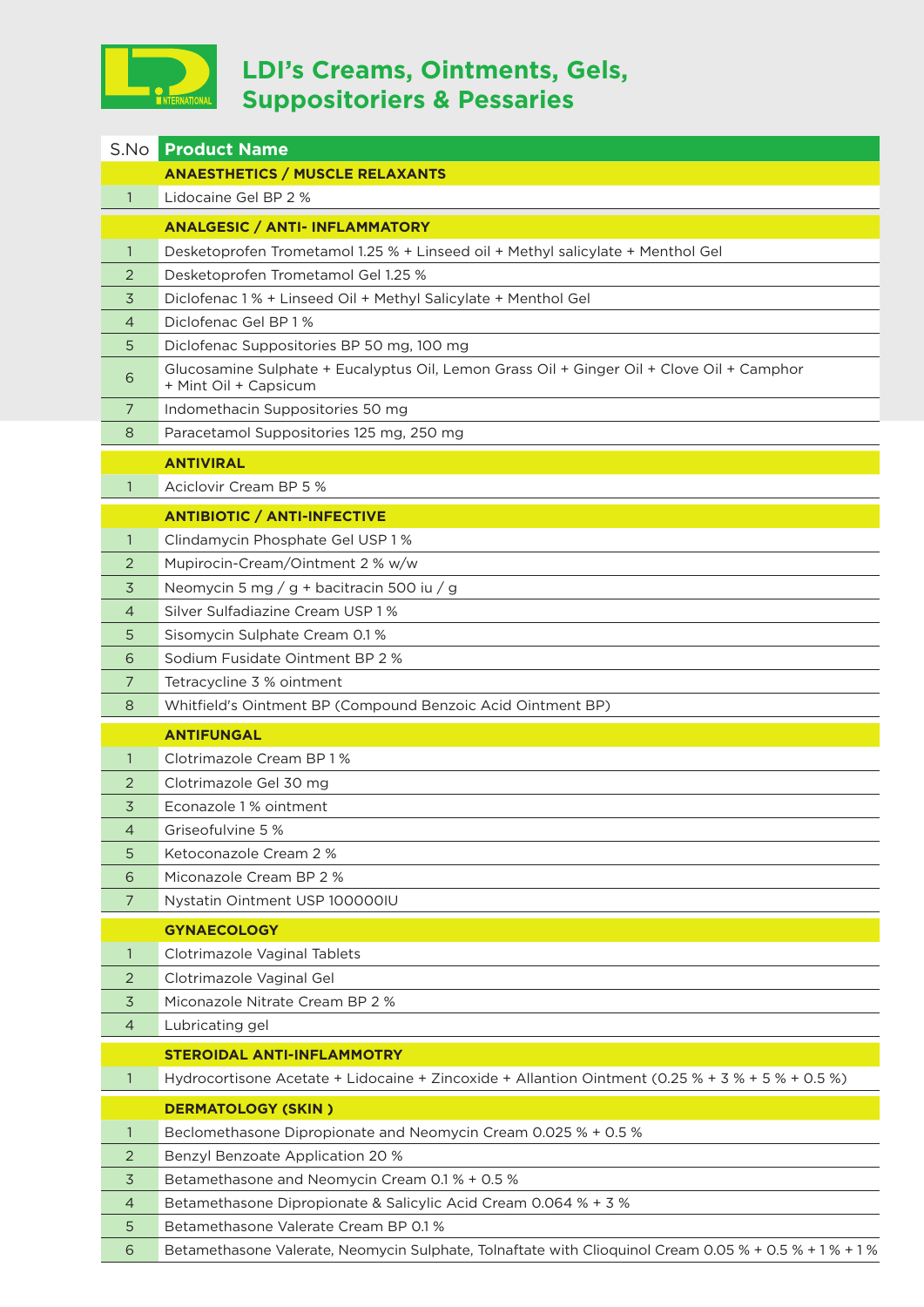# LDI's Creams, Ointments, Gels, Suppositoriers & Pessaries

| S.No | Product Name |
|---|---|
| | **ANAESTHETICS / MUSCLE RELAXANTS** |
| 1 | Lidocaine Gel BP 2 % |
| | **ANALGESIC / ANTI- INFLAMMATORY** |
| 1 | Desketoprofen Trometamol 1.25 % + Linseed oil + Methyl salicylate + Menthol Gel |
| 2 | Desketoprofen Trometamol Gel 1.25 % |
| 3 | Diclofenac 1 % + Linseed Oil + Methyl Salicylate + Menthol Gel |
| 4 | Diclofenac Gel BP 1 % |
| 5 | Diclofenac Suppositories BP 50 mg, 100 mg |
| 6 | Glucosamine Sulphate + Eucalyptus Oil, Lemon Grass Oil + Ginger Oil + Clove Oil + Camphor + Mint Oil + Capsicum |
| 7 | Indomethacin Suppositories 50 mg |
| 8 | Paracetamol Suppositories 125 mg, 250 mg |
| | **ANTIVIRAL** |
| 1 | Aciclovir Cream BP 5 % |
| | **ANTIBIOTIC / ANTI-INFECTIVE** |
| 1 | Clindamycin Phosphate Gel USP 1 % |
| 2 | Mupirocin-Cream/Ointment 2 % w/w |
| 3 | Neomycin 5 mg / g + bacitracin 500 iu / g |
| 4 | Silver Sulfadiazine Cream USP 1 % |
| 5 | Sisomycin Sulphate Cream 0.1 % |
| 6 | Sodium Fusidate Ointment BP 2 % |
| 7 | Tetracycline 3 % ointment |
| 8 | Whitfield's Ointment BP (Compound Benzoic Acid Ointment BP) |
| | **ANTIFUNGAL** |
| 1 | Clotrimazole Cream BP 1 % |
| 2 | Clotrimazole Gel 30 mg |
| 3 | Econazole 1 % ointment |
| 4 | Griseofulvine 5 % |
| 5 | Ketoconazole Cream 2 % |
| 6 | Miconazole Cream BP 2 % |
| 7 | Nystatin Ointment USP 100000IU |
| | **GYNAECOLOGY** |
| 1 | Clotrimazole Vaginal Tablets |
| 2 | Clotrimazole Vaginal Gel |
| 3 | Miconazole Nitrate Cream BP 2 % |
| 4 | Lubricating gel |
| | **STEROIDAL ANTI-INFLAMMOTRY** |
| 1 | Hydrocortisone Acetate + Lidocaine + Zincoxide + Allantion Ointment (0.25 % + 3 % + 5 % + 0.5 %) |
| | **DERMATOLOGY (SKIN )** |
| 1 | Beclomethasone Dipropionate and Neomycin Cream 0.025 % + 0.5 % |
| 2 | Benzyl Benzoate Application 20 % |
| 3 | Betamethasone and Neomycin Cream 0.1 % + 0.5 % |
| 4 | Betamethasone Dipropionate & Salicylic Acid Cream 0.064 % + 3 % |
| 5 | Betamethasone Valerate Cream BP 0.1 % |
| 6 | Betamethasone Valerate, Neomycin Sulphate, Tolnaftate with Clioquinol Cream 0.05 % + 0.5 % + 1 % + 1 % |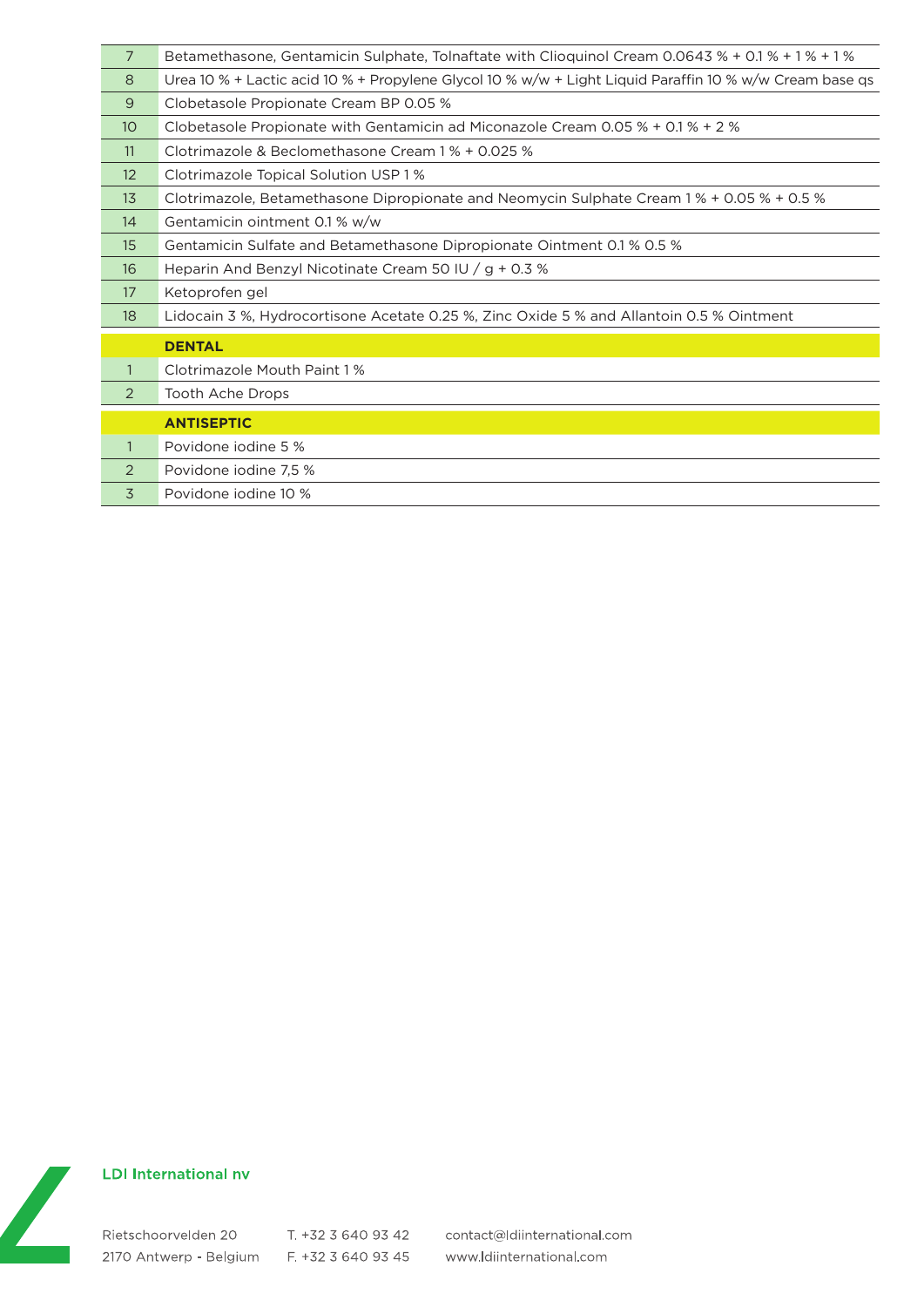| | |
|---|---|
| 7 | Betamethasone, Gentamicin Sulphate, Tolnaftate with Clioquinol Cream 0.0643 % + 0.1 % + 1 % + 1 % |
| 8 | Urea 10 % + Lactic acid 10 % + Propylene Glycol 10 % w/w + Light Liquid Paraffin 10 % w/w Cream base qs |
| 9 | Clobetasole Propionate Cream BP 0.05 % |
| 10 | Clobetasole Propionate with Gentamicin ad Miconazole Cream 0.05 % + 0.1 % + 2 % |
| 11 | Clotrimazole & Beclomethasone Cream 1 % + 0.025 % |
| 12 | Clotrimazole Topical Solution USP 1 % |
| 13 | Clotrimazole, Betamethasone Dipropionate and Neomycin Sulphate Cream 1 % + 0.05 % + 0.5 % |
| 14 | Gentamicin ointment 0.1 % w/w |
| 15 | Gentamicin Sulfate and Betamethasone Dipropionate Ointment 0.1 % 0.5 % |
| 16 | Heparin And Benzyl Nicotinate Cream 50 IU / g + 0.3 % |
| 17 | Ketoprofen gel |
| 18 | Lidocain 3 %, Hydrocortisone Acetate 0.25 %, Zinc Oxide 5 % and Allantoin 0.5 % Ointment |
| | **DENTAL** |
| 1 | Clotrimazole Mouth Paint 1 % |
| 2 | Tooth Ache Drops |
| | **ANTISEPTIC** |
| 1 | Povidone iodine 5 % |
| 2 | Povidone iodine 7,5 % |
| 3 | Povidone iodine 10 % |

**LDI International nv**

Rietschoorvelden 20
2170 Antwerp - Belgium

T. +32 3 640 93 42
F. +32 3 640 93 45

contact@ldiinternational.com
www.ldiinternational.com